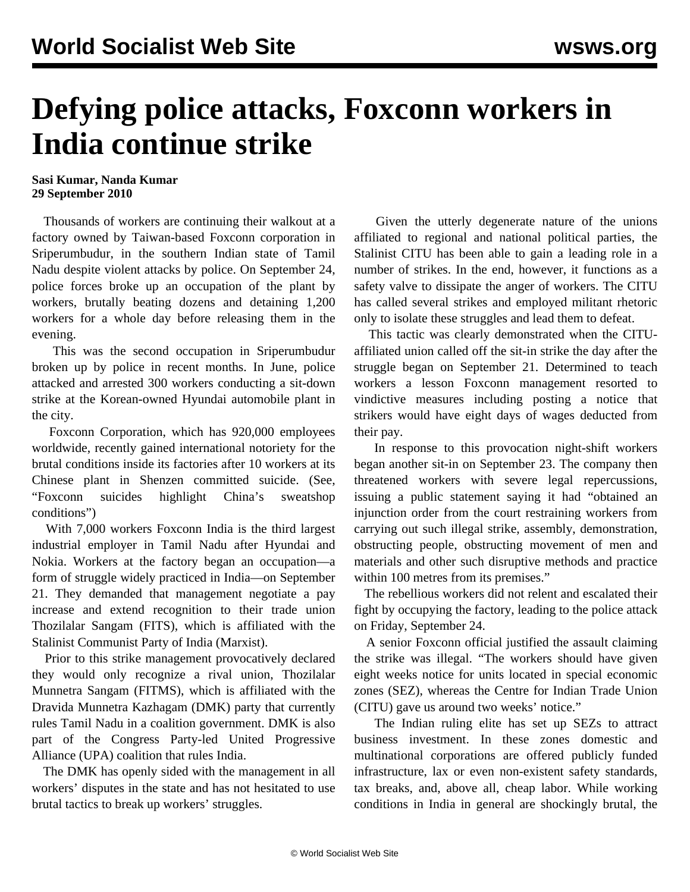# Defying police attacks, Foxconn workers in India continue strike

**Sasi Kumar, Nanda Kumar**
**29 September 2010**

Thousands of workers are continuing their walkout at a factory owned by Taiwan-based Foxconn corporation in Sriperumbudur, in the southern Indian state of Tamil Nadu despite violent attacks by police. On September 24, police forces broke up an occupation of the plant by workers, brutally beating dozens and detaining 1,200 workers for a whole day before releasing them in the evening.

This was the second occupation in Sriperumbudur broken up by police in recent months. In June, police attacked and arrested 300 workers conducting a sit-down strike at the Korean-owned Hyundai automobile plant in the city.

Foxconn Corporation, which has 920,000 employees worldwide, recently gained international notoriety for the brutal conditions inside its factories after 10 workers at its Chinese plant in Shenzen committed suicide. (See, "Foxconn suicides highlight China's sweatshop conditions")

With 7,000 workers Foxconn India is the third largest industrial employer in Tamil Nadu after Hyundai and Nokia. Workers at the factory began an occupation—a form of struggle widely practiced in India—on September 21. They demanded that management negotiate a pay increase and extend recognition to their trade union Thozilalar Sangam (FITS), which is affiliated with the Stalinist Communist Party of India (Marxist).

Prior to this strike management provocatively declared they would only recognize a rival union, Thozilalar Munnetra Sangam (FITMS), which is affiliated with the Dravida Munnetra Kazhagam (DMK) party that currently rules Tamil Nadu in a coalition government. DMK is also part of the Congress Party-led United Progressive Alliance (UPA) coalition that rules India.

The DMK has openly sided with the management in all workers' disputes in the state and has not hesitated to use brutal tactics to break up workers' struggles.

Given the utterly degenerate nature of the unions affiliated to regional and national political parties, the Stalinist CITU has been able to gain a leading role in a number of strikes. In the end, however, it functions as a safety valve to dissipate the anger of workers. The CITU has called several strikes and employed militant rhetoric only to isolate these struggles and lead them to defeat.

This tactic was clearly demonstrated when the CITU-affiliated union called off the sit-in strike the day after the struggle began on September 21. Determined to teach workers a lesson Foxconn management resorted to vindictive measures including posting a notice that strikers would have eight days of wages deducted from their pay.

In response to this provocation night-shift workers began another sit-in on September 23. The company then threatened workers with severe legal repercussions, issuing a public statement saying it had "obtained an injunction order from the court restraining workers from carrying out such illegal strike, assembly, demonstration, obstructing people, obstructing movement of men and materials and other such disruptive methods and practice within 100 metres from its premises."

The rebellious workers did not relent and escalated their fight by occupying the factory, leading to the police attack on Friday, September 24.

A senior Foxconn official justified the assault claiming the strike was illegal. "The workers should have given eight weeks notice for units located in special economic zones (SEZ), whereas the Centre for Indian Trade Union (CITU) gave us around two weeks' notice."

The Indian ruling elite has set up SEZs to attract business investment. In these zones domestic and multinational corporations are offered publicly funded infrastructure, lax or even non-existent safety standards, tax breaks, and, above all, cheap labor. While working conditions in India in general are shockingly brutal, the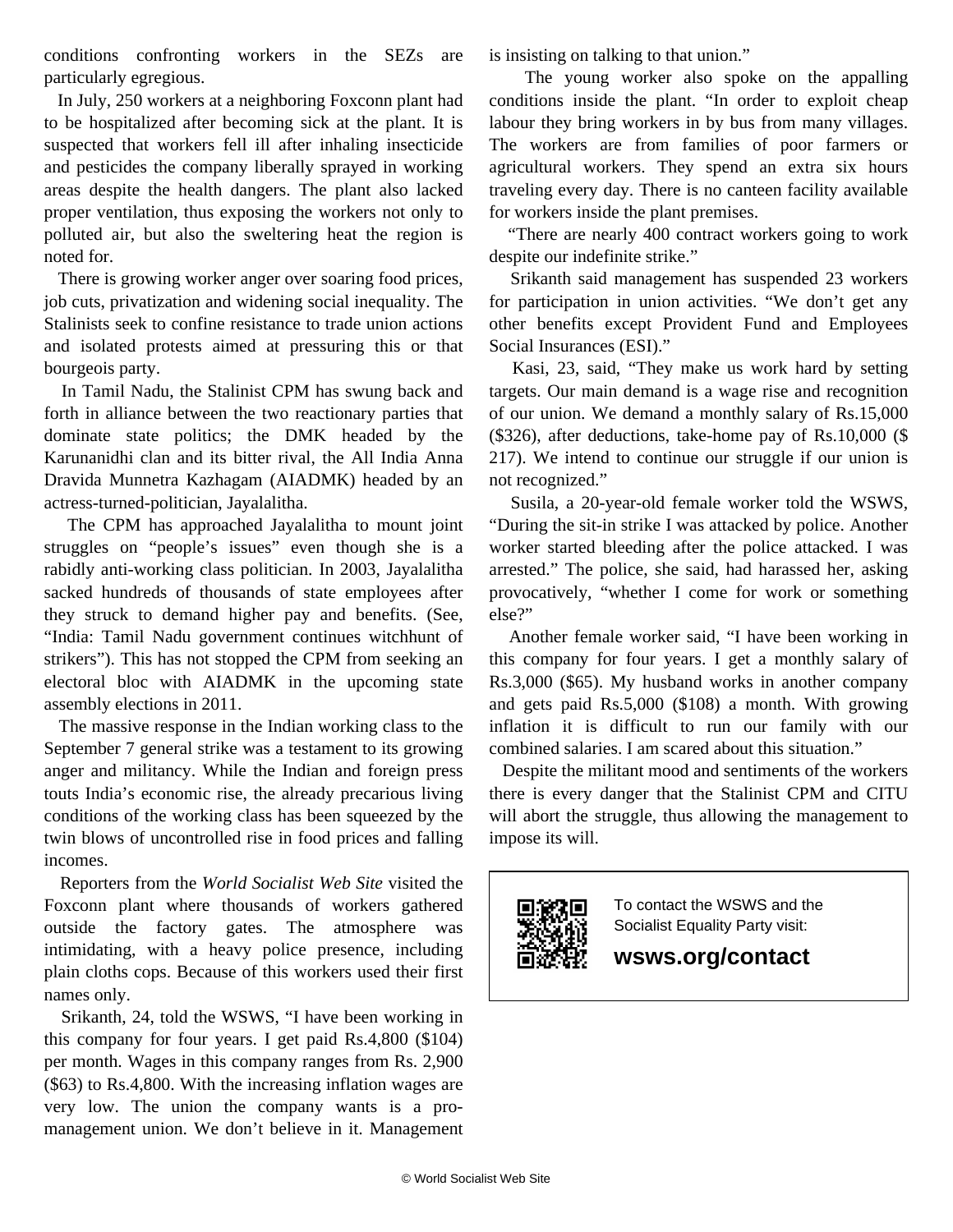conditions confronting workers in the SEZs are particularly egregious.

In July, 250 workers at a neighboring Foxconn plant had to be hospitalized after becoming sick at the plant. It is suspected that workers fell ill after inhaling insecticide and pesticides the company liberally sprayed in working areas despite the health dangers. The plant also lacked proper ventilation, thus exposing the workers not only to polluted air, but also the sweltering heat the region is noted for.

There is growing worker anger over soaring food prices, job cuts, privatization and widening social inequality. The Stalinists seek to confine resistance to trade union actions and isolated protests aimed at pressuring this or that bourgeois party.

In Tamil Nadu, the Stalinist CPM has swung back and forth in alliance between the two reactionary parties that dominate state politics; the DMK headed by the Karunanidhi clan and its bitter rival, the All India Anna Dravida Munnetra Kazhagam (AIADMK) headed by an actress-turned-politician, Jayalalitha.

The CPM has approached Jayalalitha to mount joint struggles on "people's issues" even though she is a rabidly anti-working class politician. In 2003, Jayalalitha sacked hundreds of thousands of state employees after they struck to demand higher pay and benefits. (See, "India: Tamil Nadu government continues witchhunt of strikers"). This has not stopped the CPM from seeking an electoral bloc with AIADMK in the upcoming state assembly elections in 2011.

The massive response in the Indian working class to the September 7 general strike was a testament to its growing anger and militancy. While the Indian and foreign press touts India's economic rise, the already precarious living conditions of the working class has been squeezed by the twin blows of uncontrolled rise in food prices and falling incomes.

Reporters from the *World Socialist Web Site* visited the Foxconn plant where thousands of workers gathered outside the factory gates. The atmosphere was intimidating, with a heavy police presence, including plain cloths cops. Because of this workers used their first names only.

Srikanth, 24, told the WSWS, "I have been working in this company for four years. I get paid Rs.4,800 ($104) per month. Wages in this company ranges from Rs. 2,900 ($63) to Rs.4,800. With the increasing inflation wages are very low. The union the company wants is a pro-management union. We don't believe in it. Management is insisting on talking to that union."

The young worker also spoke on the appalling conditions inside the plant. "In order to exploit cheap labour they bring workers in by bus from many villages. The workers are from families of poor farmers or agricultural workers. They spend an extra six hours traveling every day. There is no canteen facility available for workers inside the plant premises.

"There are nearly 400 contract workers going to work despite our indefinite strike."

Srikanth said management has suspended 23 workers for participation in union activities. "We don't get any other benefits except Provident Fund and Employees Social Insurances (ESI)."

Kasi, 23, said, "They make us work hard by setting targets. Our main demand is a wage rise and recognition of our union. We demand a monthly salary of Rs.15,000 ($326), after deductions, take-home pay of Rs.10,000 ($ 217). We intend to continue our struggle if our union is not recognized."

Susila, a 20-year-old female worker told the WSWS, "During the sit-in strike I was attacked by police. Another worker started bleeding after the police attacked. I was arrested." The police, she said, had harassed her, asking provocatively, "whether I come for work or something else?"

Another female worker said, "I have been working in this company for four years. I get a monthly salary of Rs.3,000 ($65). My husband works in another company and gets paid Rs.5,000 ($108) a month. With growing inflation it is difficult to run our family with our combined salaries. I am scared about this situation."

Despite the militant mood and sentiments of the workers there is every danger that the Stalinist CPM and CITU will abort the struggle, thus allowing the management to impose its will.

To contact the WSWS and the Socialist Equality Party visit:

**wsws.org/contact**